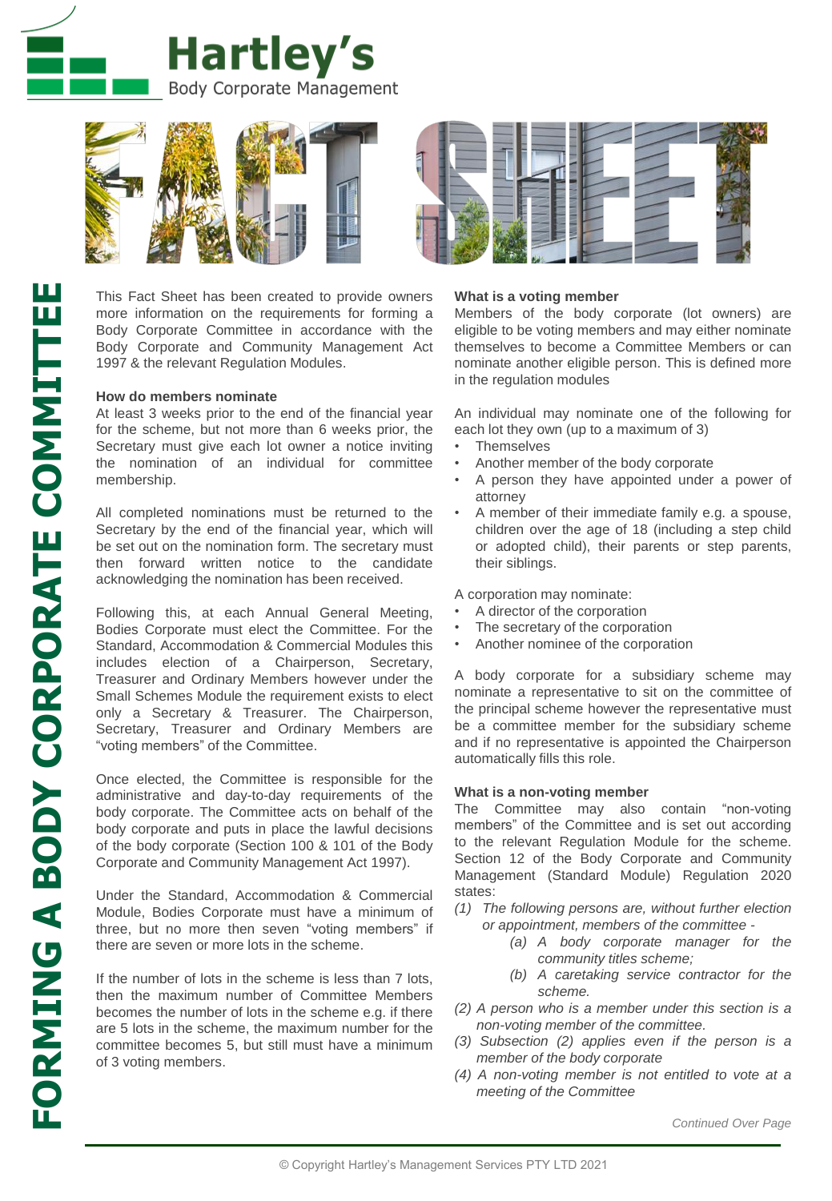# Hartley's
Body Corporate Management

# FACT SHEET

## FORMING A BODY CORPORATE COMMITTEE

This Fact Sheet has been created to provide owners more information on the requirements for forming a Body Corporate Committee in accordance with the Body Corporate and Community Management Act 1997 & the relevant Regulation Modules.

**How do members nominate**

At least 3 weeks prior to the end of the financial year for the scheme, but not more than 6 weeks prior, the Secretary must give each lot owner a notice inviting the nomination of an individual for committee membership.

All completed nominations must be returned to the Secretary by the end of the financial year, which will be set out on the nomination form. The secretary must then forward written notice to the candidate acknowledging the nomination has been received.

Following this, at each Annual General Meeting, Bodies Corporate must elect the Committee. For the Standard, Accommodation & Commercial Modules this includes election of a Chairperson, Secretary, Treasurer and Ordinary Members however under the Small Schemes Module the requirement exists to elect only a Secretary & Treasurer. The Chairperson, Secretary, Treasurer and Ordinary Members are "voting members" of the Committee.

Once elected, the Committee is responsible for the administrative and day-to-day requirements of the body corporate. The Committee acts on behalf of the body corporate and puts in place the lawful decisions of the body corporate (Section 100 & 101 of the Body Corporate and Community Management Act 1997).

Under the Standard, Accommodation & Commercial Module, Bodies Corporate must have a minimum of three, but no more then seven "voting members" if there are seven or more lots in the scheme.

If the number of lots in the scheme is less than 7 lots, then the maximum number of Committee Members becomes the number of lots in the scheme e.g. if there are 5 lots in the scheme, the maximum number for the committee becomes 5, but still must have a minimum of 3 voting members.

**What is a voting member**

Members of the body corporate (lot owners) are eligible to be voting members and may either nominate themselves to become a Committee Members or can nominate another eligible person. This is defined more in the regulation modules

An individual may nominate one of the following for each lot they own (up to a maximum of 3)

- Themselves
- Another member of the body corporate
- A person they have appointed under a power of attorney
- A member of their immediate family e.g. a spouse, children over the age of 18 (including a step child or adopted child), their parents or step parents, their siblings.

A corporation may nominate:

- A director of the corporation
- The secretary of the corporation
- Another nominee of the corporation

A body corporate for a subsidiary scheme may nominate a representative to sit on the committee of the principal scheme however the representative must be a committee member for the subsidiary scheme and if no representative is appointed the Chairperson automatically fills this role.

**What is a non-voting member**

The Committee may also contain "non-voting members" of the Committee and is set out according to the relevant Regulation Module for the scheme. Section 12 of the Body Corporate and Community Management (Standard Module) Regulation 2020 states:

*(1) The following persons are, without further election or appointment, members of the committee -*

*(a) A body corporate manager for the community titles scheme;*

*(b) A caretaking service contractor for the scheme.*

*(2) A person who is a member under this section is a non-voting member of the committee.*

*(3) Subsection (2) applies even if the person is a member of the body corporate*

*(4) A non-voting member is not entitled to vote at a meeting of the Committee*

*Continued Over Page*

© Copyright Hartley's Management Services PTY LTD 2021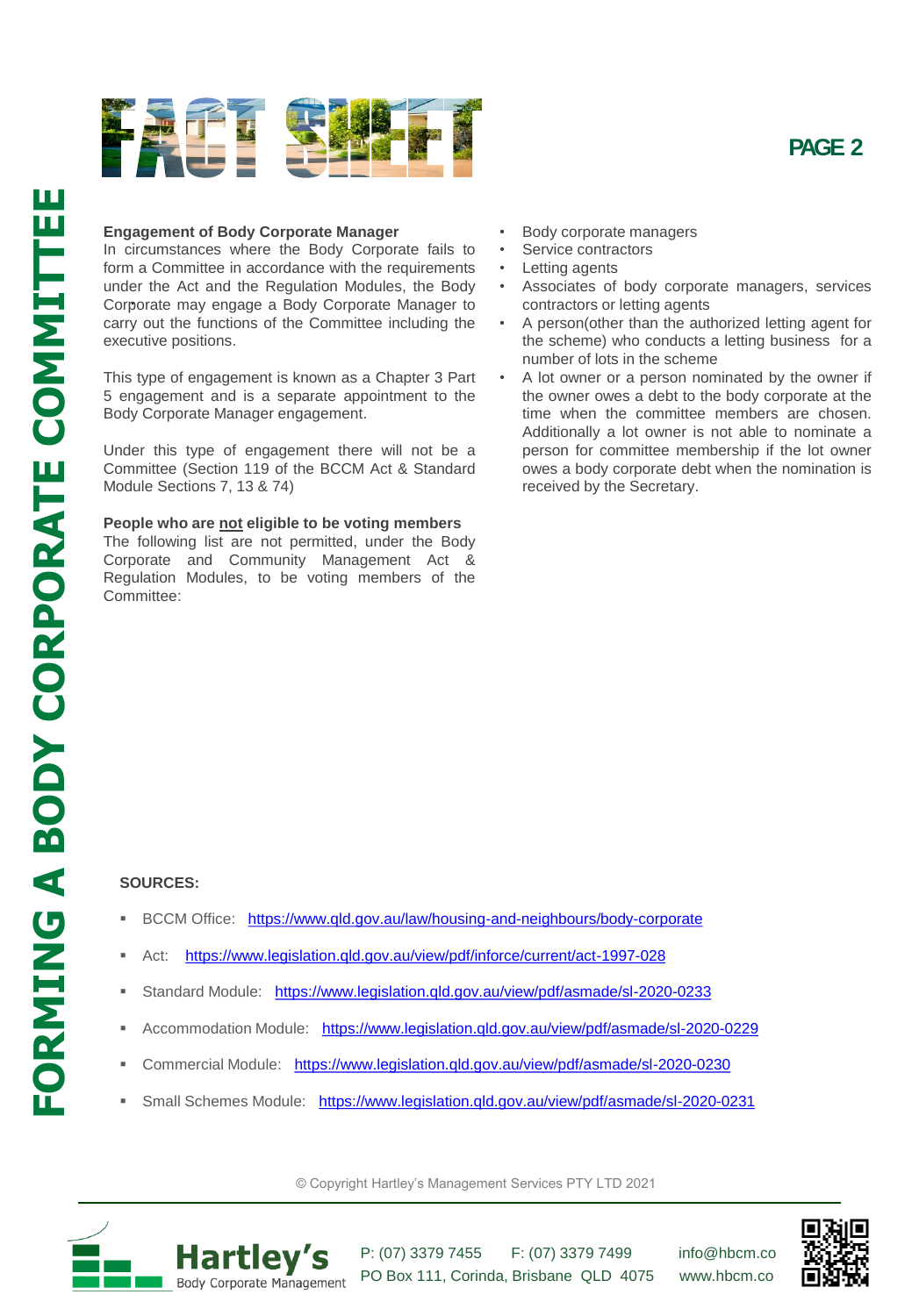**Engagement of Body Corporate Manager**
In circumstances where the Body Corporate fails to form a Committee in accordance with the requirements under the Act and the Regulation Modules, the Body Corporate may engage a Body Corporate Manager to carry out the functions of the Committee including the executive positions.

This type of engagement is known as a Chapter 3 Part 5 engagement and is a separate appointment to the Body Corporate Manager engagement.

Under this type of engagement there will not be a Committee (Section 119 of the BCCM Act & Standard Module Sections 7, 13 & 74)

**People who are not eligible to be voting members**
The following list are not permitted, under the Body Corporate and Community Management Act & Regulation Modules, to be voting members of the Committee:

- Body corporate managers
- Service contractors
- Letting agents
- Associates of body corporate managers, services contractors or letting agents
- A person(other than the authorized letting agent for the scheme) who conducts a letting business for a number of lots in the scheme
- A lot owner or a person nominated by the owner if the owner owes a debt to the body corporate at the time when the committee members are chosen. Additionally a lot owner is not able to nominate a person for committee membership if the lot owner owes a body corporate debt when the nomination is received by the Secretary.

**SOURCES:**

- BCCM Office: https://www.qld.gov.au/law/housing-and-neighbours/body-corporate
- Act: https://www.legislation.qld.gov.au/view/pdf/inforce/current/act-1997-028
- Standard Module: https://www.legislation.qld.gov.au/view/pdf/asmade/sl-2020-0233
- Accommodation Module: https://www.legislation.qld.gov.au/view/pdf/asmade/sl-2020-0229
- Commercial Module: https://www.legislation.qld.gov.au/view/pdf/asmade/sl-2020-0230
- Small Schemes Module: https://www.legislation.qld.gov.au/view/pdf/asmade/sl-2020-0231

© Copyright Hartley's Management Services PTY LTD 2021